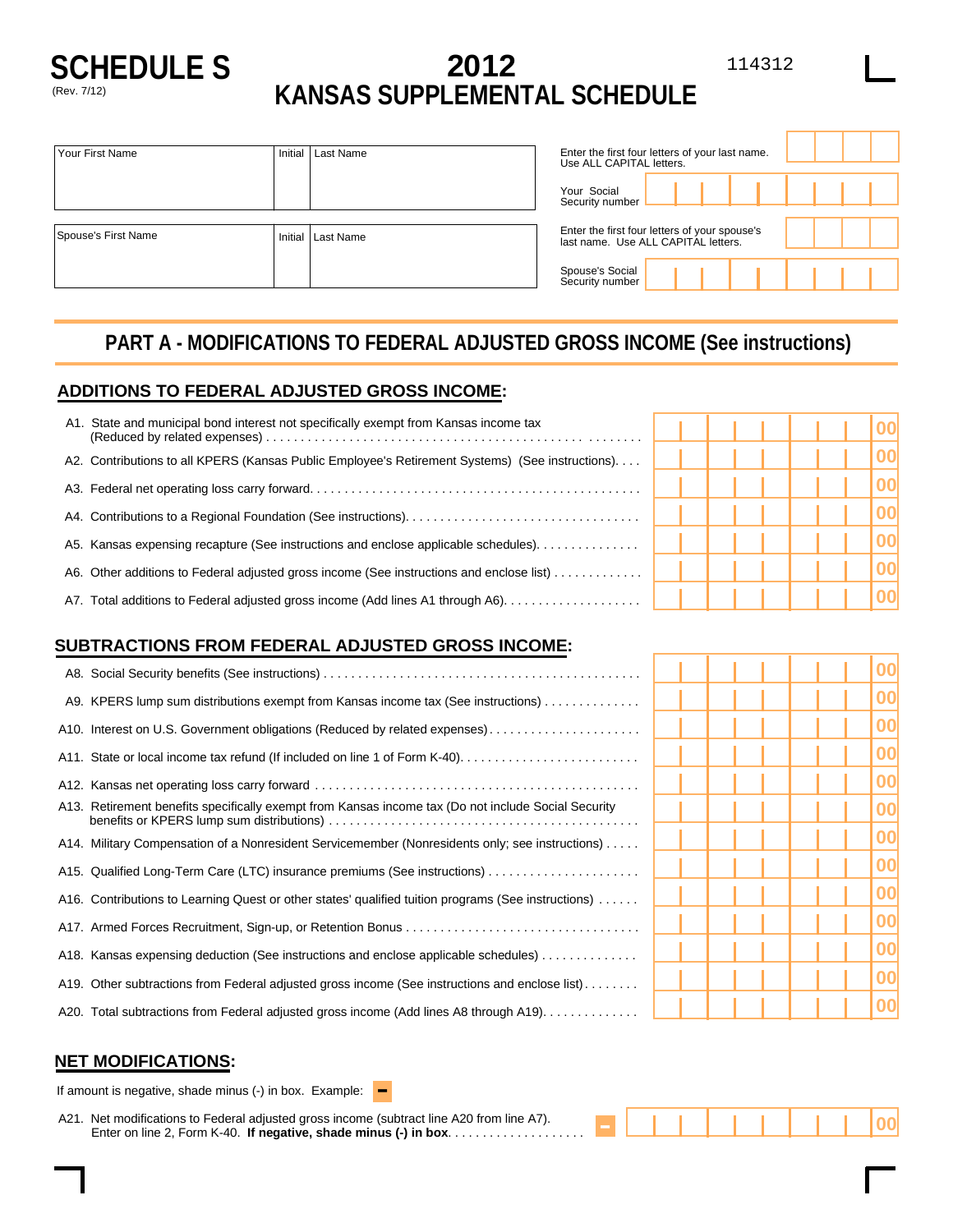# SCHEDULE S

(Rev. 7/12)

# 2012 KANSAS SUPPLEMENTAL SCHEDULE

114312

| Your First Name | Initial | Last Name |
|---|---|---|
| | | |

Enter the first four letters of your last name. Use ALL CAPITAL letters.

Your Social Security number

| Spouse's First Name | Initial | Last Name |
|---|---|---|
| | | |

Enter the first four letters of your spouse's last name. Use ALL CAPITAL letters.

Spouse's Social Security number

## PART A - MODIFICATIONS TO FEDERAL ADJUSTED GROSS INCOME (See instructions)

### ADDITIONS TO FEDERAL ADJUSTED GROSS INCOME:

| Line | Description | Amount |
|---|---|---|
| A1. | State and municipal bond interest not specifically exempt from Kansas income tax (Reduced by related expenses) | 00 |
| A2. | Contributions to all KPERS (Kansas Public Employee's Retirement Systems) (See instructions) | 00 |
| A3. | Federal net operating loss carry forward | 00 |
| A4. | Contributions to a Regional Foundation (See instructions) | 00 |
| A5. | Kansas expensing recapture (See instructions and enclose applicable schedules) | 00 |
| A6. | Other additions to Federal adjusted gross income (See instructions and enclose list) | 00 |
| A7. | Total additions to Federal adjusted gross income (Add lines A1 through A6) | 00 |

### SUBTRACTIONS FROM FEDERAL ADJUSTED GROSS INCOME:

| Line | Description | Amount |
|---|---|---|
| A8. | Social Security benefits (See instructions) | 00 |
| A9. | KPERS lump sum distributions exempt from Kansas income tax (See instructions) | 00 |
| A10. | Interest on U.S. Government obligations (Reduced by related expenses) | 00 |
| A11. | State or local income tax refund (If included on line 1 of Form K-40) | 00 |
| A12. | Kansas net operating loss carry forward | 00 |
| A13. | Retirement benefits specifically exempt from Kansas income tax (Do not include Social Security benefits or KPERS lump sum distributions) | 00 |
| A14. | Military Compensation of a Nonresident Servicemember (Nonresidents only; see instructions) | 00 |
| A15. | Qualified Long-Term Care (LTC) insurance premiums (See instructions) | 00 |
| A16. | Contributions to Learning Quest or other states' qualified tuition programs (See instructions) | 00 |
| A17. | Armed Forces Recruitment, Sign-up, or Retention Bonus | 00 |
| A18. | Kansas expensing deduction (See instructions and enclose applicable schedules) | 00 |
| A19. | Other subtractions from Federal adjusted gross income (See instructions and enclose list) | 00 |
| A20. | Total subtractions from Federal adjusted gross income (Add lines A8 through A19) | 00 |

### NET MODIFICATIONS:

If amount is negative, shade minus (-) in box. Example: −

| Line | Description | Amount |
|---|---|---|
| A21. | Net modifications to Federal adjusted gross income (subtract line A20 from line A7). Enter on line 2, Form K-40. **If negative, shade minus (-) in box.** | − 00 |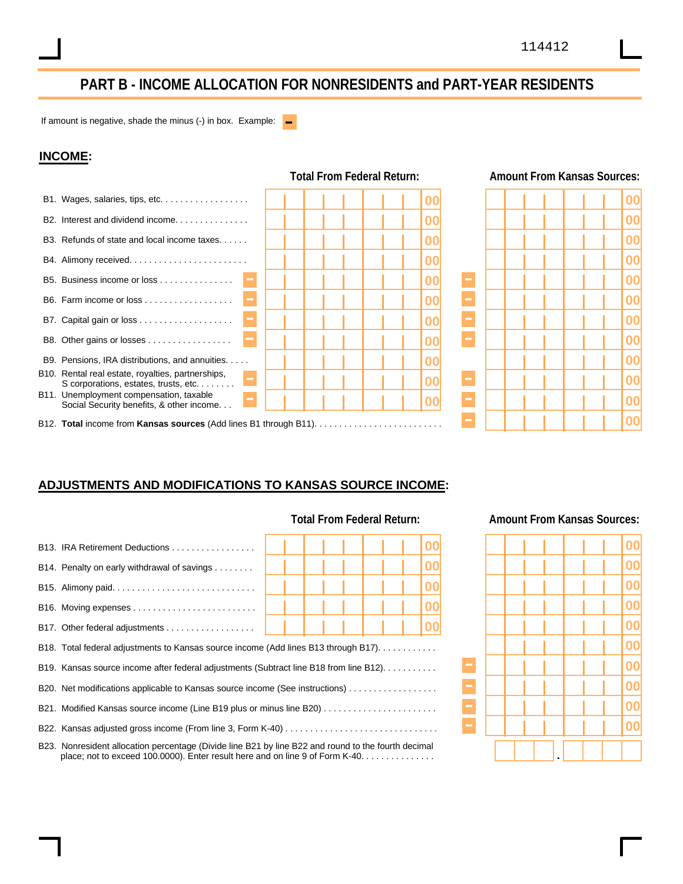114412

# PART B - INCOME ALLOCATION FOR NONRESIDENTS and PART-YEAR RESIDENTS

If amount is negative, shade the minus (-) in box. Example: -

## INCOME:

| | Total From Federal Return: | Amount From Kansas Sources: |
|---|---|---|
| B1. Wages, salaries, tips, etc. | .00 | .00 |
| B2. Interest and dividend income. | .00 | .00 |
| B3. Refunds of state and local income taxes. | .00 | .00 |
| B4. Alimony received. | .00 | .00 |
| B5. Business income or loss | - .00 | - .00 |
| B6. Farm income or loss | - .00 | - .00 |
| B7. Capital gain or loss | - .00 | - .00 |
| B8. Other gains or losses | - .00 | - .00 |
| B9. Pensions, IRA distributions, and annuities. | .00 | .00 |
| B10. Rental real estate, royalties, partnerships, S corporations, estates, trusts, etc. | - .00 | - .00 |
| B11. Unemployment compensation, taxable Social Security benefits, & other income. | - .00 | - .00 |
| B12. **Total** income from **Kansas sources** (Add lines B1 through B11). | | - .00 |

## ADJUSTMENTS AND MODIFICATIONS TO KANSAS SOURCE INCOME:

| | Total From Federal Return: | Amount From Kansas Sources: |
|---|---|---|
| B13. IRA Retirement Deductions | .00 | .00 |
| B14. Penalty on early withdrawal of savings | .00 | .00 |
| B15. Alimony paid. | .00 | .00 |
| B16. Moving expenses | .00 | .00 |
| B17. Other federal adjustments | .00 | .00 |
| B18. Total federal adjustments to Kansas source income (Add lines B13 through B17). | | .00 |
| B19. Kansas source income after federal adjustments (Subtract line B18 from line B12). | | - .00 |
| B20. Net modifications applicable to Kansas source income (See instructions) | | - .00 |
| B21. Modified Kansas source income (Line B19 plus or minus line B20) | | - .00 |
| B22. Kansas adjusted gross income (From line 3, Form K-40) | | - .00 |
| B23. Nonresident allocation percentage (Divide line B21 by line B22 and round to the fourth decimal place; not to exceed 100.0000). Enter result here and on line 9 of Form K-40. | | . |